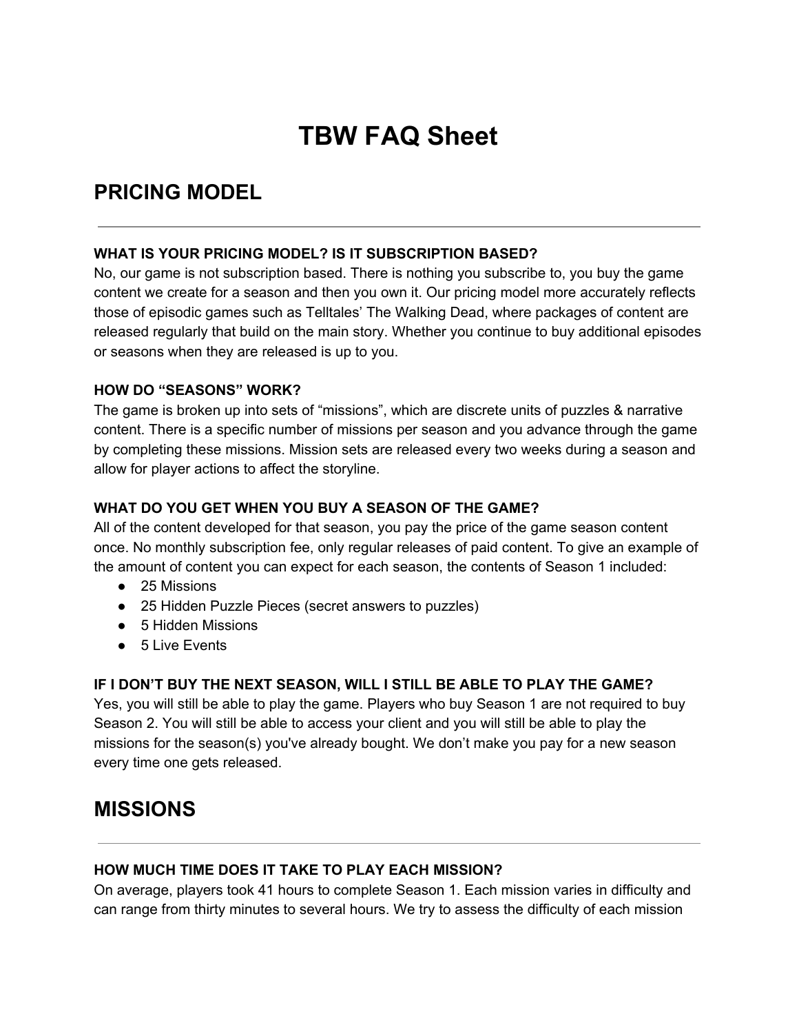# TBW FAQ Sheet

## PRICING MODEL

---

**WHAT IS YOUR PRICING MODEL? IS IT SUBSCRIPTION BASED?**
No, our game is not subscription based. There is nothing you subscribe to, you buy the game content we create for a season and then you own it. Our pricing model more accurately reflects those of episodic games such as Telltales' The Walking Dead, where packages of content are released regularly that build on the main story. Whether you continue to buy additional episodes or seasons when they are released is up to you.

**HOW DO "SEASONS" WORK?**
The game is broken up into sets of "missions", which are discrete units of puzzles & narrative content. There is a specific number of missions per season and you advance through the game by completing these missions. Mission sets are released every two weeks during a season and allow for player actions to affect the storyline.

**WHAT DO YOU GET WHEN YOU BUY A SEASON OF THE GAME?**
All of the content developed for that season, you pay the price of the game season content once. No monthly subscription fee, only regular releases of paid content. To give an example of the amount of content you can expect for each season, the contents of Season 1 included:

- 25 Missions
- 25 Hidden Puzzle Pieces (secret answers to puzzles)
- 5 Hidden Missions
- 5 Live Events

**IF I DON'T BUY THE NEXT SEASON, WILL I STILL BE ABLE TO PLAY THE GAME?**
Yes, you will still be able to play the game. Players who buy Season 1 are not required to buy Season 2. You will still be able to access your client and you will still be able to play the missions for the season(s) you've already bought. We don't make you pay for a new season every time one gets released.

## MISSIONS

---

**HOW MUCH TIME DOES IT TAKE TO PLAY EACH MISSION?**
On average, players took 41 hours to complete Season 1. Each mission varies in difficulty and can range from thirty minutes to several hours. We try to assess the difficulty of each mission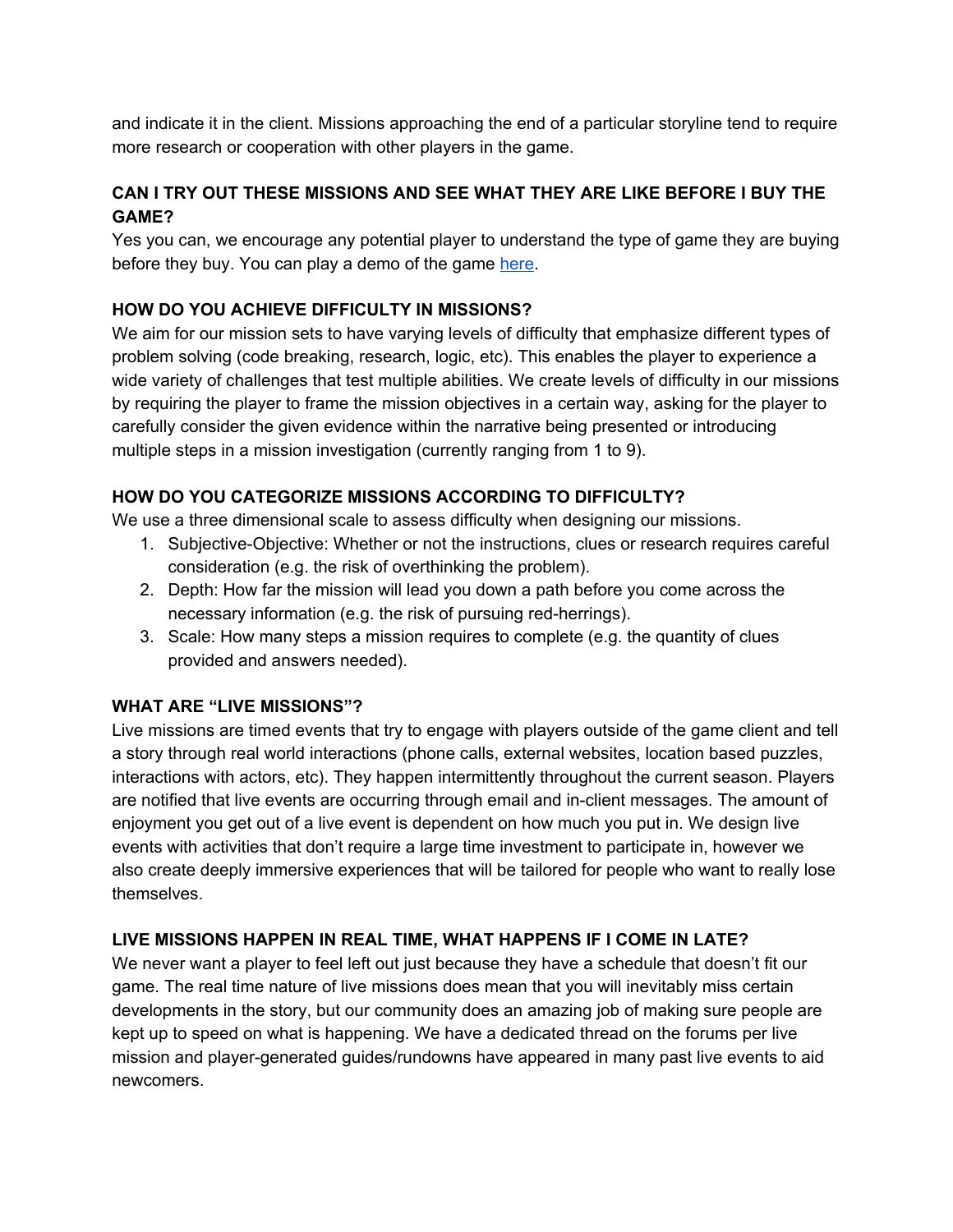and indicate it in the client. Missions approaching the end of a particular storyline tend to require more research or cooperation with other players in the game.

**CAN I TRY OUT THESE MISSIONS AND SEE WHAT THEY ARE LIKE BEFORE I BUY THE GAME?**

Yes you can, we encourage any potential player to understand the type of game they are buying before they buy. You can play a demo of the game here.

**HOW DO YOU ACHIEVE DIFFICULTY IN MISSIONS?**

We aim for our mission sets to have varying levels of difficulty that emphasize different types of problem solving (code breaking, research, logic, etc). This enables the player to experience a wide variety of challenges that test multiple abilities. We create levels of difficulty in our missions by requiring the player to frame the mission objectives in a certain way, asking for the player to carefully consider the given evidence within the narrative being presented or introducing multiple steps in a mission investigation (currently ranging from 1 to 9).

**HOW DO YOU CATEGORIZE MISSIONS ACCORDING TO DIFFICULTY?**

We use a three dimensional scale to assess difficulty when designing our missions.

1. Subjective-Objective: Whether or not the instructions, clues or research requires careful consideration (e.g. the risk of overthinking the problem).
2. Depth: How far the mission will lead you down a path before you come across the necessary information (e.g. the risk of pursuing red-herrings).
3. Scale: How many steps a mission requires to complete (e.g. the quantity of clues provided and answers needed).

**WHAT ARE "LIVE MISSIONS"?**

Live missions are timed events that try to engage with players outside of the game client and tell a story through real world interactions (phone calls, external websites, location based puzzles, interactions with actors, etc). They happen intermittently throughout the current season. Players are notified that live events are occurring through email and in-client messages. The amount of enjoyment you get out of a live event is dependent on how much you put in. We design live events with activities that don't require a large time investment to participate in, however we also create deeply immersive experiences that will be tailored for people who want to really lose themselves.

**LIVE MISSIONS HAPPEN IN REAL TIME, WHAT HAPPENS IF I COME IN LATE?**

We never want a player to feel left out just because they have a schedule that doesn't fit our game. The real time nature of live missions does mean that you will inevitably miss certain developments in the story, but our community does an amazing job of making sure people are kept up to speed on what is happening. We have a dedicated thread on the forums per live mission and player-generated guides/rundowns have appeared in many past live events to aid newcomers.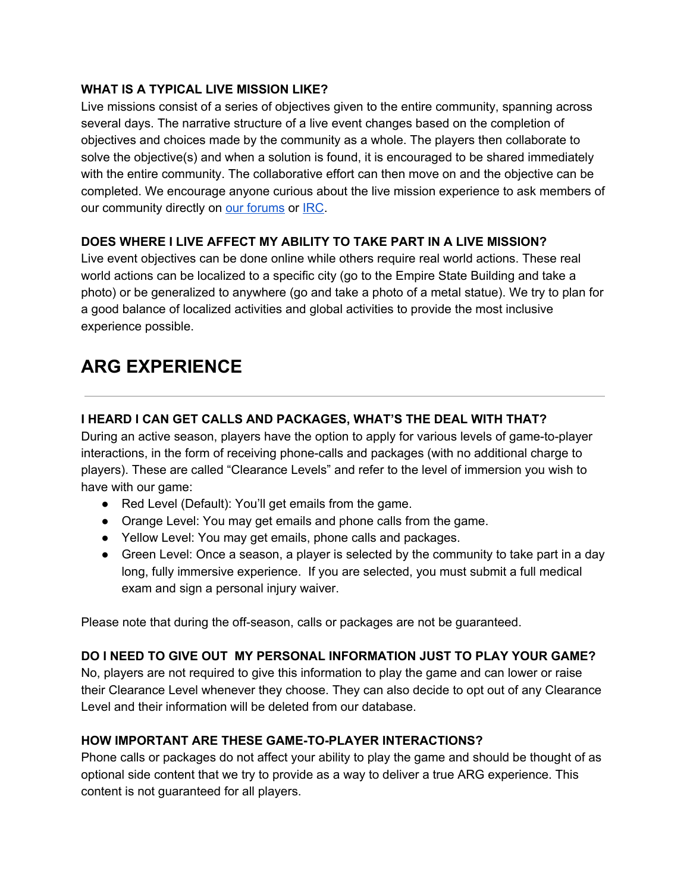**WHAT IS A TYPICAL LIVE MISSION LIKE?**

Live missions consist of a series of objectives given to the entire community, spanning across several days. The narrative structure of a live event changes based on the completion of objectives and choices made by the community as a whole. The players then collaborate to solve the objective(s) and when a solution is found, it is encouraged to be shared immediately with the entire community. The collaborative effort can then move on and the objective can be completed. We encourage anyone curious about the live mission experience to ask members of our community directly on our forums or IRC.

**DOES WHERE I LIVE AFFECT MY ABILITY TO TAKE PART IN A LIVE MISSION?**

Live event objectives can be done online while others require real world actions. These real world actions can be localized to a specific city (go to the Empire State Building and take a photo) or be generalized to anywhere (go and take a photo of a metal statue). We try to plan for a good balance of localized activities and global activities to provide the most inclusive experience possible.

# ARG EXPERIENCE

---

**I HEARD I CAN GET CALLS AND PACKAGES, WHAT'S THE DEAL WITH THAT?**

During an active season, players have the option to apply for various levels of game-to-player interactions, in the form of receiving phone-calls and packages (with no additional charge to players). These are called "Clearance Levels" and refer to the level of immersion you wish to have with our game:

- Red Level (Default): You'll get emails from the game.
- Orange Level: You may get emails and phone calls from the game.
- Yellow Level: You may get emails, phone calls and packages.
- Green Level: Once a season, a player is selected by the community to take part in a day long, fully immersive experience. If you are selected, you must submit a full medical exam and sign a personal injury waiver.

Please note that during the off-season, calls or packages are not be guaranteed.

**DO I NEED TO GIVE OUT MY PERSONAL INFORMATION JUST TO PLAY YOUR GAME?**

No, players are not required to give this information to play the game and can lower or raise their Clearance Level whenever they choose. They can also decide to opt out of any Clearance Level and their information will be deleted from our database.

**HOW IMPORTANT ARE THESE GAME-TO-PLAYER INTERACTIONS?**

Phone calls or packages do not affect your ability to play the game and should be thought of as optional side content that we try to provide as a way to deliver a true ARG experience. This content is not guaranteed for all players.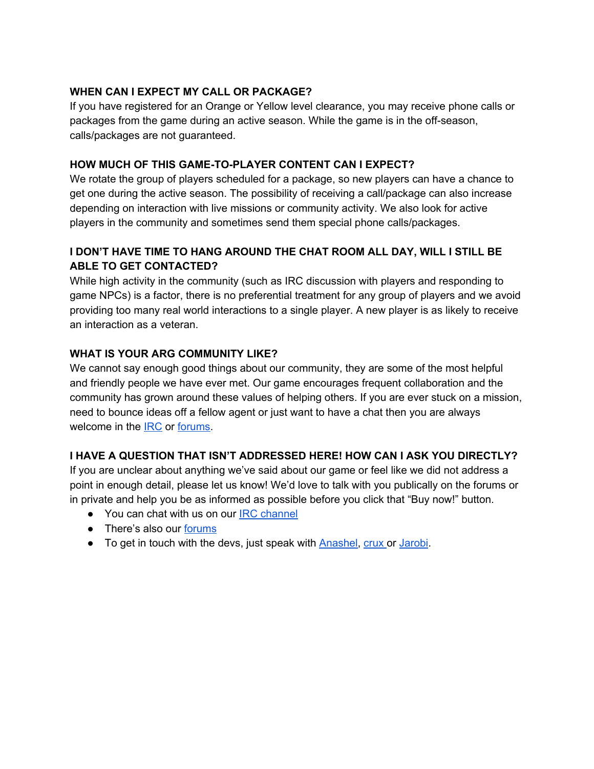**WHEN CAN I EXPECT MY CALL OR PACKAGE?**

If you have registered for an Orange or Yellow level clearance, you may receive phone calls or packages from the game during an active season. While the game is in the off-season, calls/packages are not guaranteed.

**HOW MUCH OF THIS GAME-TO-PLAYER CONTENT CAN I EXPECT?**

We rotate the group of players scheduled for a package, so new players can have a chance to get one during the active season. The possibility of receiving a call/package can also increase depending on interaction with live missions or community activity. We also look for active players in the community and sometimes send them special phone calls/packages.

**I DON'T HAVE TIME TO HANG AROUND THE CHAT ROOM ALL DAY, WILL I STILL BE ABLE TO GET CONTACTED?**

While high activity in the community (such as IRC discussion with players and responding to game NPCs) is a factor, there is no preferential treatment for any group of players and we avoid providing too many real world interactions to a single player. A new player is as likely to receive an interaction as a veteran.

**WHAT IS YOUR ARG COMMUNITY LIKE?**

We cannot say enough good things about our community, they are some of the most helpful and friendly people we have ever met. Our game encourages frequent collaboration and the community has grown around these values of helping others. If you are ever stuck on a mission, need to bounce ideas off a fellow agent or just want to have a chat then you are always welcome in the IRC or forums.

**I HAVE A QUESTION THAT ISN'T ADDRESSED HERE! HOW CAN I ASK YOU DIRECTLY?**

If you are unclear about anything we've said about our game or feel like we did not address a point in enough detail, please let us know! We'd love to talk with you publically on the forums or in private and help you be as informed as possible before you click that "Buy now!" button.

- You can chat with us on our IRC channel
- There's also our forums
- To get in touch with the devs, just speak with Anashel, crux or Jarobi.